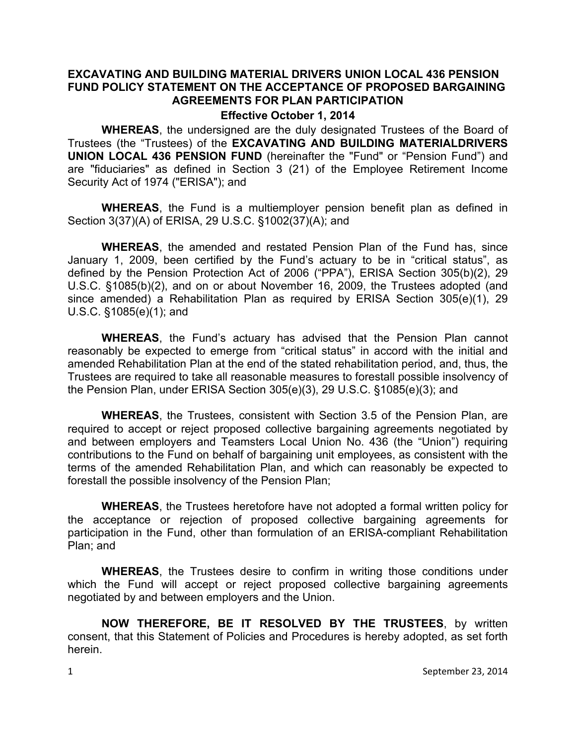# EXCAVATING AND BUILDING MATERIAL DRIVERS UNION LOCAL 436 PENSION FUND POLICY STATEMENT ON THE ACCEPTANCE OF PROPOSED BARGAINING AGREEMENTS FOR PLAN PARTICIPATION

**Effective October 1, 2014**

**WHEREAS**, the undersigned are the duly designated Trustees of the Board of Trustees (the "Trustees) of the **EXCAVATING AND BUILDING MATERIALDRIVERS UNION LOCAL 436 PENSION FUND** (hereinafter the "Fund" or "Pension Fund") and are "fiduciaries" as defined in Section 3 (21) of the Employee Retirement Income Security Act of 1974 ("ERISA"); and

**WHEREAS**, the Fund is a multiemployer pension benefit plan as defined in Section 3(37)(A) of ERISA, 29 U.S.C. §1002(37)(A); and

**WHEREAS**, the amended and restated Pension Plan of the Fund has, since January 1, 2009, been certified by the Fund's actuary to be in "critical status", as defined by the Pension Protection Act of 2006 ("PPA"), ERISA Section 305(b)(2), 29 U.S.C. §1085(b)(2), and on or about November 16, 2009, the Trustees adopted (and since amended) a Rehabilitation Plan as required by ERISA Section 305(e)(1), 29 U.S.C. §1085(e)(1); and

**WHEREAS**, the Fund's actuary has advised that the Pension Plan cannot reasonably be expected to emerge from "critical status" in accord with the initial and amended Rehabilitation Plan at the end of the stated rehabilitation period, and, thus, the Trustees are required to take all reasonable measures to forestall possible insolvency of the Pension Plan, under ERISA Section 305(e)(3), 29 U.S.C. §1085(e)(3); and

**WHEREAS**, the Trustees, consistent with Section 3.5 of the Pension Plan, are required to accept or reject proposed collective bargaining agreements negotiated by and between employers and Teamsters Local Union No. 436 (the "Union") requiring contributions to the Fund on behalf of bargaining unit employees, as consistent with the terms of the amended Rehabilitation Plan, and which can reasonably be expected to forestall the possible insolvency of the Pension Plan;

**WHEREAS**, the Trustees heretofore have not adopted a formal written policy for the acceptance or rejection of proposed collective bargaining agreements for participation in the Fund, other than formulation of an ERISA-compliant Rehabilitation Plan; and

**WHEREAS**, the Trustees desire to confirm in writing those conditions under which the Fund will accept or reject proposed collective bargaining agreements negotiated by and between employers and the Union.

**NOW THEREFORE, BE IT RESOLVED BY THE TRUSTEES**, by written consent, that this Statement of Policies and Procedures is hereby adopted, as set forth herein.

September 23, 2014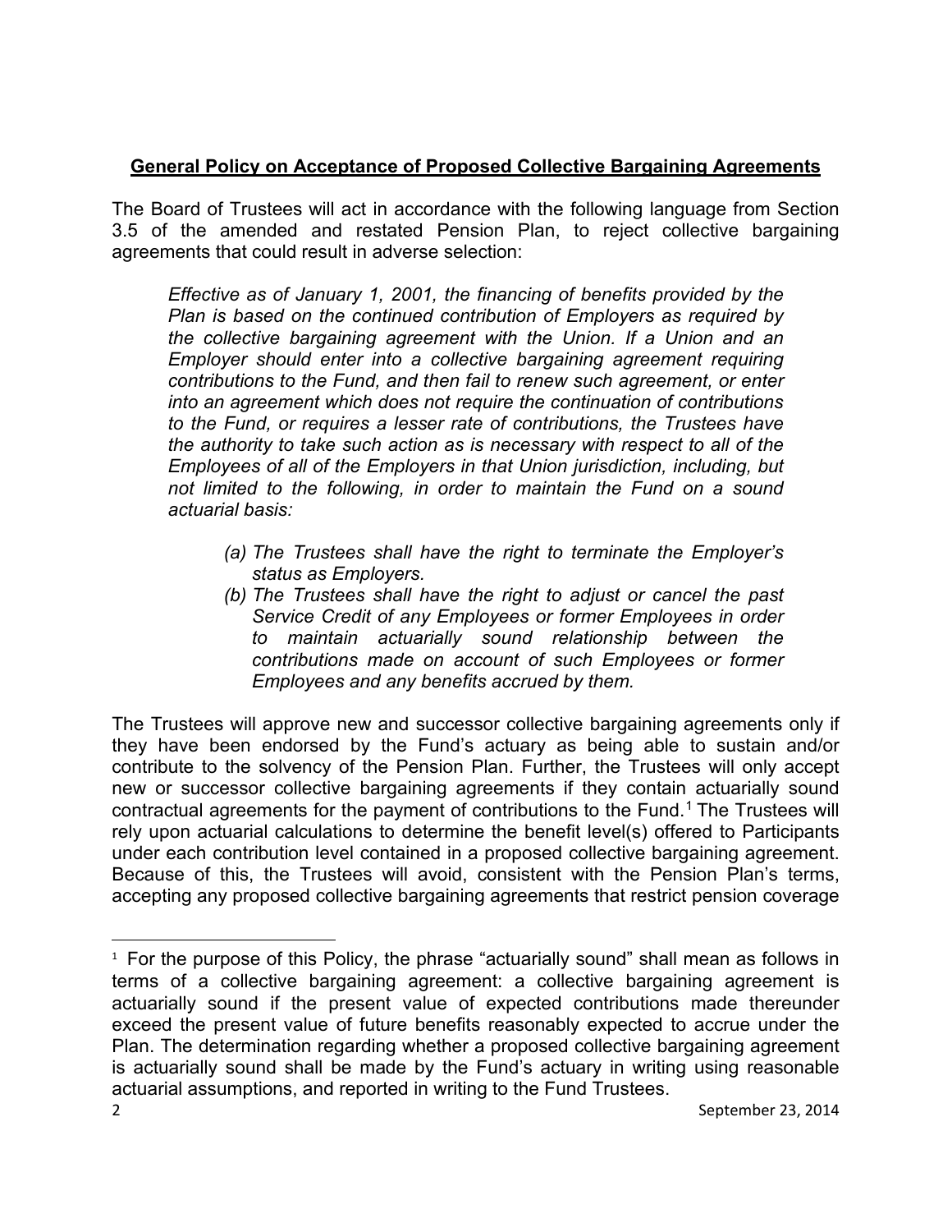**General Policy on Acceptance of Proposed Collective Bargaining Agreements**

The Board of Trustees will act in accordance with the following language from Section 3.5 of the amended and restated Pension Plan, to reject collective bargaining agreements that could result in adverse selection:

> *Effective as of January 1, 2001, the financing of benefits provided by the Plan is based on the continued contribution of Employers as required by the collective bargaining agreement with the Union. If a Union and an Employer should enter into a collective bargaining agreement requiring contributions to the Fund, and then fail to renew such agreement, or enter into an agreement which does not require the continuation of contributions to the Fund, or requires a lesser rate of contributions, the Trustees have the authority to take such action as is necessary with respect to all of the Employees of all of the Employers in that Union jurisdiction, including, but not limited to the following, in order to maintain the Fund on a sound actuarial basis:*
>
> *(a) The Trustees shall have the right to terminate the Employer's status as Employers.*
>
> *(b) The Trustees shall have the right to adjust or cancel the past Service Credit of any Employees or former Employees in order to maintain actuarially sound relationship between the contributions made on account of such Employees or former Employees and any benefits accrued by them.*

The Trustees will approve new and successor collective bargaining agreements only if they have been endorsed by the Fund's actuary as being able to sustain and/or contribute to the solvency of the Pension Plan. Further, the Trustees will only accept new or successor collective bargaining agreements if they contain actuarially sound contractual agreements for the payment of contributions to the Fund.[1] The Trustees will rely upon actuarial calculations to determine the benefit level(s) offered to Participants under each contribution level contained in a proposed collective bargaining agreement. Because of this, the Trustees will avoid, consistent with the Pension Plan's terms, accepting any proposed collective bargaining agreements that restrict pension coverage

---

[1] For the purpose of this Policy, the phrase "actuarially sound" shall mean as follows in terms of a collective bargaining agreement: a collective bargaining agreement is actuarially sound if the present value of expected contributions made thereunder exceed the present value of future benefits reasonably expected to accrue under the Plan. The determination regarding whether a proposed collective bargaining agreement is actuarially sound shall be made by the Fund's actuary in writing using reasonable actuarial assumptions, and reported in writing to the Fund Trustees.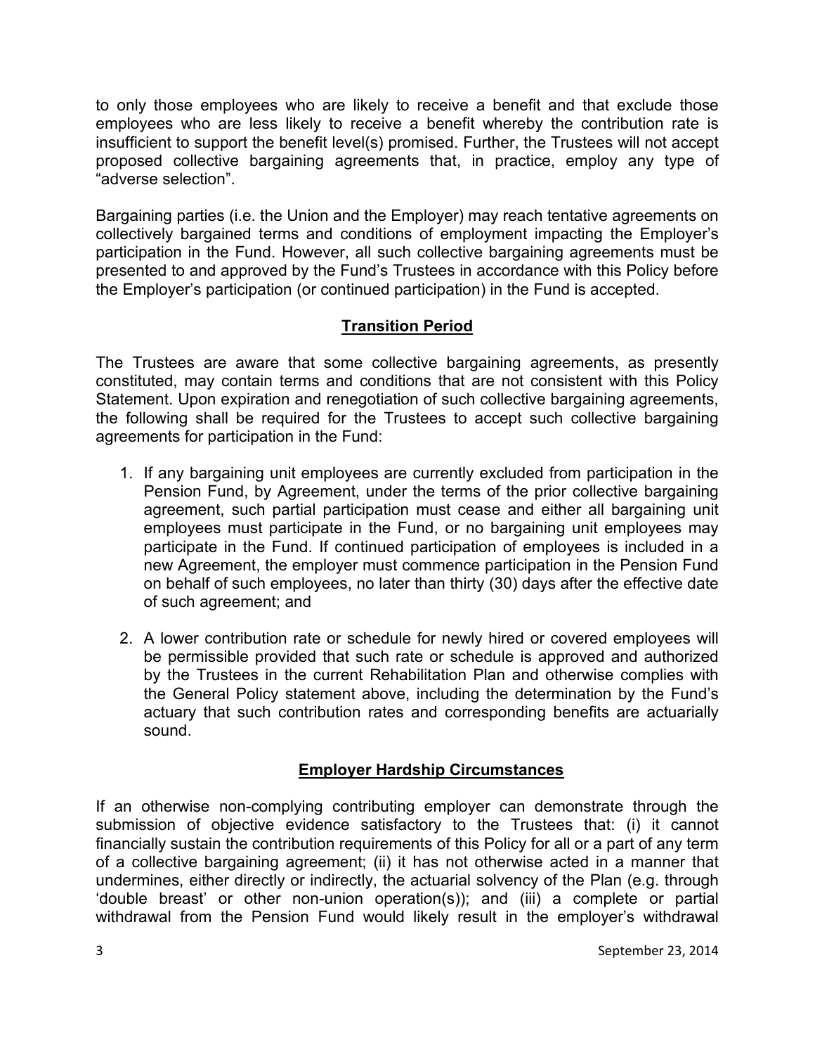to only those employees who are likely to receive a benefit and that exclude those employees who are less likely to receive a benefit whereby the contribution rate is insufficient to support the benefit level(s) promised. Further, the Trustees will not accept proposed collective bargaining agreements that, in practice, employ any type of "adverse selection".

Bargaining parties (i.e. the Union and the Employer) may reach tentative agreements on collectively bargained terms and conditions of employment impacting the Employer's participation in the Fund. However, all such collective bargaining agreements must be presented to and approved by the Fund's Trustees in accordance with this Policy before the Employer's participation (or continued participation) in the Fund is accepted.

## Transition Period

The Trustees are aware that some collective bargaining agreements, as presently constituted, may contain terms and conditions that are not consistent with this Policy Statement. Upon expiration and renegotiation of such collective bargaining agreements, the following shall be required for the Trustees to accept such collective bargaining agreements for participation in the Fund:

1. If any bargaining unit employees are currently excluded from participation in the Pension Fund, by Agreement, under the terms of the prior collective bargaining agreement, such partial participation must cease and either all bargaining unit employees must participate in the Fund, or no bargaining unit employees may participate in the Fund. If continued participation of employees is included in a new Agreement, the employer must commence participation in the Pension Fund on behalf of such employees, no later than thirty (30) days after the effective date of such agreement; and

2. A lower contribution rate or schedule for newly hired or covered employees will be permissible provided that such rate or schedule is approved and authorized by the Trustees in the current Rehabilitation Plan and otherwise complies with the General Policy statement above, including the determination by the Fund's actuary that such contribution rates and corresponding benefits are actuarially sound.

## Employer Hardship Circumstances

If an otherwise non-complying contributing employer can demonstrate through the submission of objective evidence satisfactory to the Trustees that: (i) it cannot financially sustain the contribution requirements of this Policy for all or a part of any term of a collective bargaining agreement; (ii) it has not otherwise acted in a manner that undermines, either directly or indirectly, the actuarial solvency of the Plan (e.g. through 'double breast' or other non-union operation(s)); and (iii) a complete or partial withdrawal from the Pension Fund would likely result in the employer's withdrawal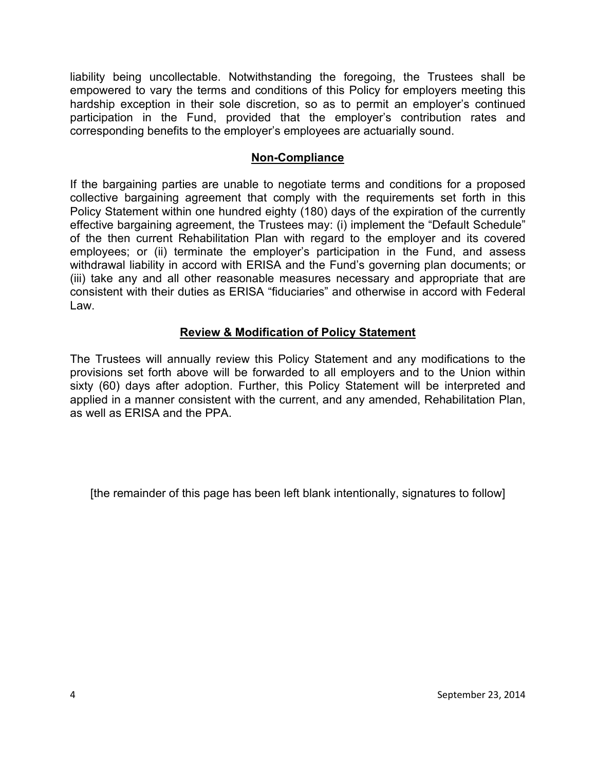liability being uncollectable. Notwithstanding the foregoing, the Trustees shall be empowered to vary the terms and conditions of this Policy for employers meeting this hardship exception in their sole discretion, so as to permit an employer's continued participation in the Fund, provided that the employer's contribution rates and corresponding benefits to the employer's employees are actuarially sound.

## **Non-Compliance**

If the bargaining parties are unable to negotiate terms and conditions for a proposed collective bargaining agreement that comply with the requirements set forth in this Policy Statement within one hundred eighty (180) days of the expiration of the currently effective bargaining agreement, the Trustees may: (i) implement the "Default Schedule" of the then current Rehabilitation Plan with regard to the employer and its covered employees; or (ii) terminate the employer's participation in the Fund, and assess withdrawal liability in accord with ERISA and the Fund's governing plan documents; or (iii) take any and all other reasonable measures necessary and appropriate that are consistent with their duties as ERISA "fiduciaries" and otherwise in accord with Federal Law.

## **Review & Modification of Policy Statement**

The Trustees will annually review this Policy Statement and any modifications to the provisions set forth above will be forwarded to all employers and to the Union within sixty (60) days after adoption. Further, this Policy Statement will be interpreted and applied in a manner consistent with the current, and any amended, Rehabilitation Plan, as well as ERISA and the PPA.

[the remainder of this page has been left blank intentionally, signatures to follow]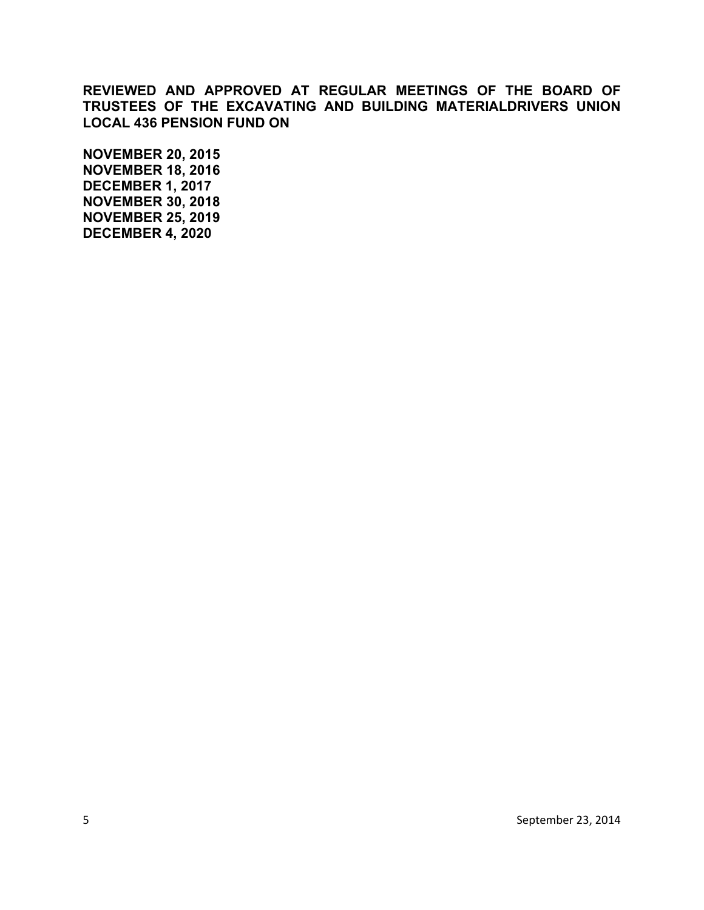**REVIEWED AND APPROVED AT REGULAR MEETINGS OF THE BOARD OF TRUSTEES OF THE EXCAVATING AND BUILDING MATERIALDRIVERS UNION LOCAL 436 PENSION FUND ON**

**NOVEMBER 20, 2015**
**NOVEMBER 18, 2016**
**DECEMBER 1, 2017**
**NOVEMBER 30, 2018**
**NOVEMBER 25, 2019**
**DECEMBER 4, 2020**